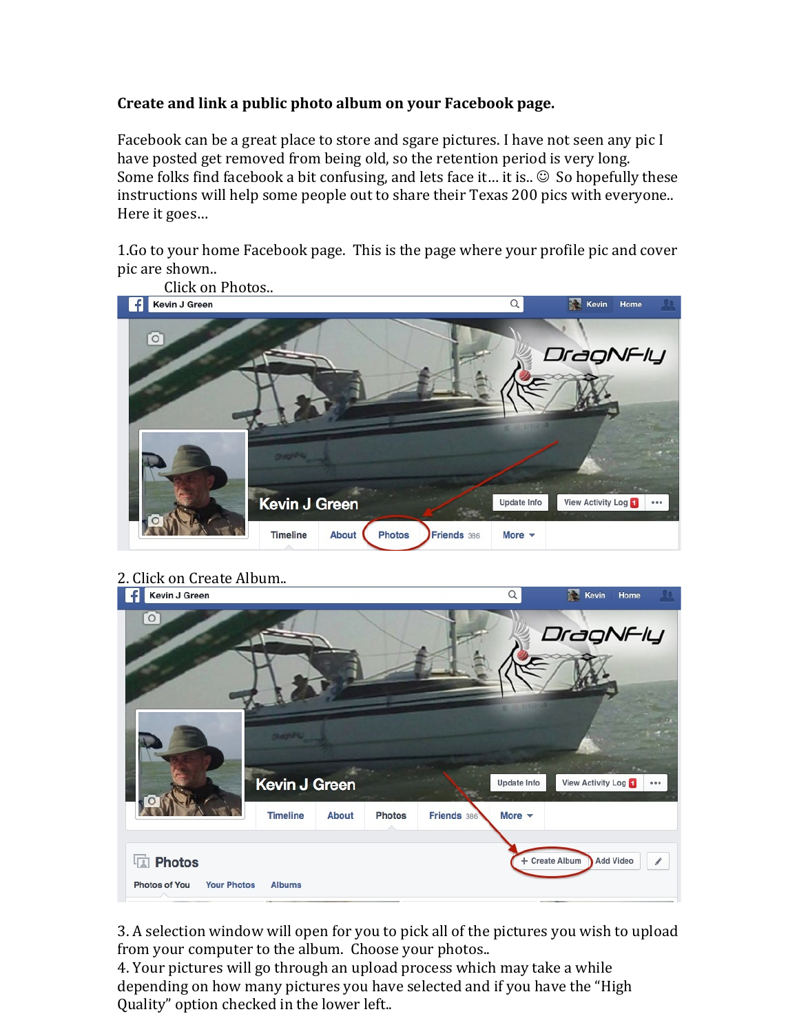**Create and link a public photo album on your Facebook page.**

Facebook can be a great place to store and sgare pictures. I have not seen any pic I have posted get removed from being old, so the retention period is very long. Some folks find facebook a bit confusing, and lets face it… it is.. ☺ So hopefully these instructions will help some people out to share their Texas 200 pics with everyone.. Here it goes…

1.Go to your home Facebook page. This is the page where your profile pic and cover pic are shown..

Click on Photos..

2. Click on Create Album..

3. A selection window will open for you to pick all of the pictures you wish to upload from your computer to the album. Choose your photos..

4. Your pictures will go through an upload process which may take a while depending on how many pictures you have selected and if you have the "High Quality" option checked in the lower left..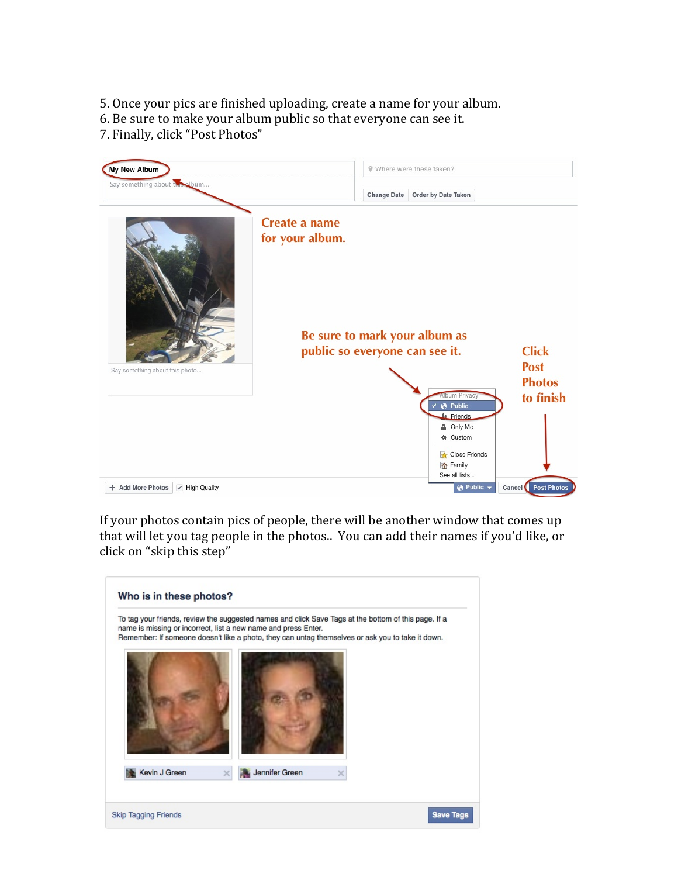5. Once your pics are finished uploading, create a name for your album.
6. Be sure to make your album public so that everyone can see it.
7. Finally, click "Post Photos"

If your photos contain pics of people, there will be another window that comes up that will let you tag people in the photos.. You can add their names if you'd like, or click on "skip this step"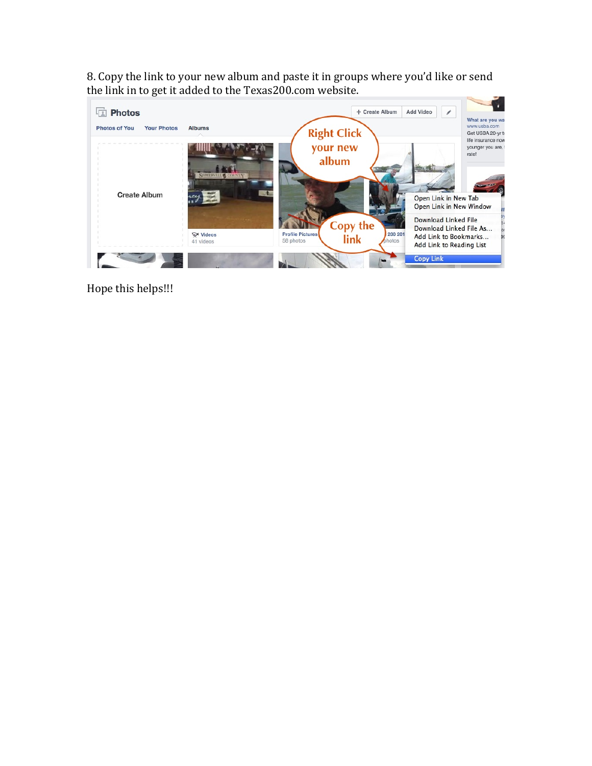8. Copy the link to your new album and paste it in groups where you'd like or send the link in to get it added to the Texas200.com website.

Hope this helps!!!